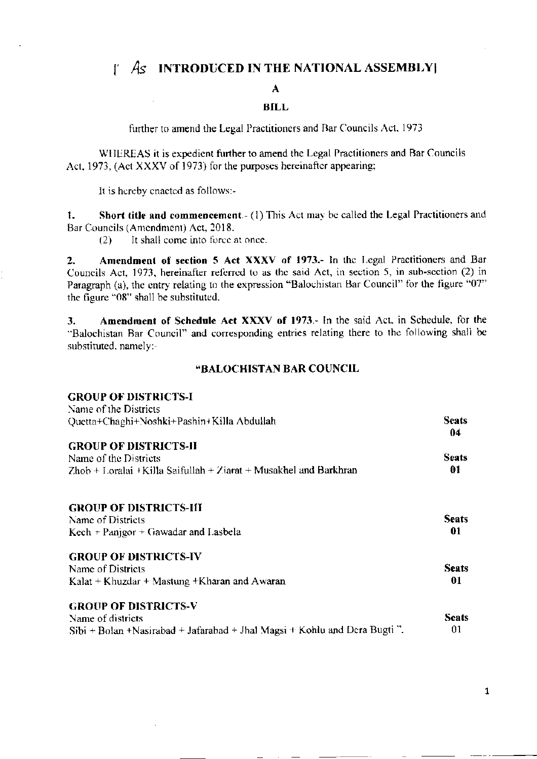# [As INTRODUCED IN THE NATIONAL ASSEMBLY]

## A

## BILL

further to amend the Legal Practitioners and Bar Councils Act, 1973

WHEREAS it is expedient further to amend the Legal Practitioners and Bar Councils Act, 1973, (Act XXXV of 1973) for the purposes hereinafter appearing;

It is hereby enacted as follows:-

**1. Short title and commencement**.- (1) This Act may be called the Legal Practitioners and Bar Councils (Amendment) Act, 2018.

(2) It shall come into force at once.

**2. Amendment of section 5 Act XXXV of 1973.**- In the Legal Practitioners and Bar Councils Act, 1973, hereinafter referred to as the said Act, in section 5, in sub-section (2) in Paragraph (a), the entry relating to the expression "Balochistan Bar Council" for the figure "07" the figure "08" shall be substituted.

**3. Amendment of Schedule Act XXXV of 1973.**- In the said Act, in Schedule, for the "Balochistan Bar Council" and corresponding entries relating there to the following shall be substituted, namely:-

### "BALOCHISTAN BAR COUNCIL

**GROUP OF DISTRICTS-I**

| Name of the Districts | Seats |
|---|---|
| Quetta+Chaghi+Noshki+Pashin+Killa Abdullah | 04 |

**GROUP OF DISTRICTS-II**

| Name of the Districts | Seats |
|---|---|
| Zhob + Loralai +Killa Saifullah + Ziarat + Musakhel and Barkhran | 01 |

**GROUP OF DISTRICTS-III**

| Name of Districts | Seats |
|---|---|
| Kech + Panjgor + Gawadar and Lasbela | 01 |

**GROUP OF DISTRICTS-IV**

| Name of Districts | Seats |
|---|---|
| Kalat + Khuzdar + Mastung +Kharan and Awaran | 01 |

**GROUP OF DISTRICTS-V**

| Name of districts | Seats |
|---|---|
| Sibi + Bolan +Nasirabad + Jafarabad + Jhal Magsi + Kohlu and Dera Bugti ". | 01 |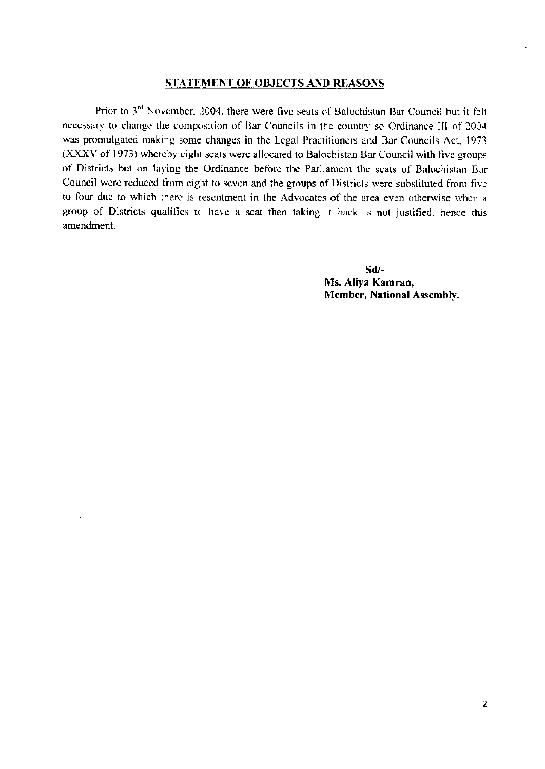## STATEMENT OF OBJECTS AND REASONS

Prior to 3rd November, 2004, there were five seats of Balochistan Bar Council but it felt necessary to change the composition of Bar Councils in the country so Ordinance-III of 2004 was promulgated making some changes in the Legal Practitioners and Bar Councils Act, 1973 (XXXV of 1973) whereby eight seats were allocated to Balochistan Bar Council with five groups of Districts but on laying the Ordinance before the Parliament the seats of Balochistan Bar Council were reduced from eight to seven and the groups of Districts were substituted from five to four due to which there is resentment in the Advocates of the area even otherwise when a group of Districts qualifies to have a seat then taking it back is not justified, hence this amendment.

**Sd/-**
**Ms. Aliya Kamran,**
**Member, National Assembly.**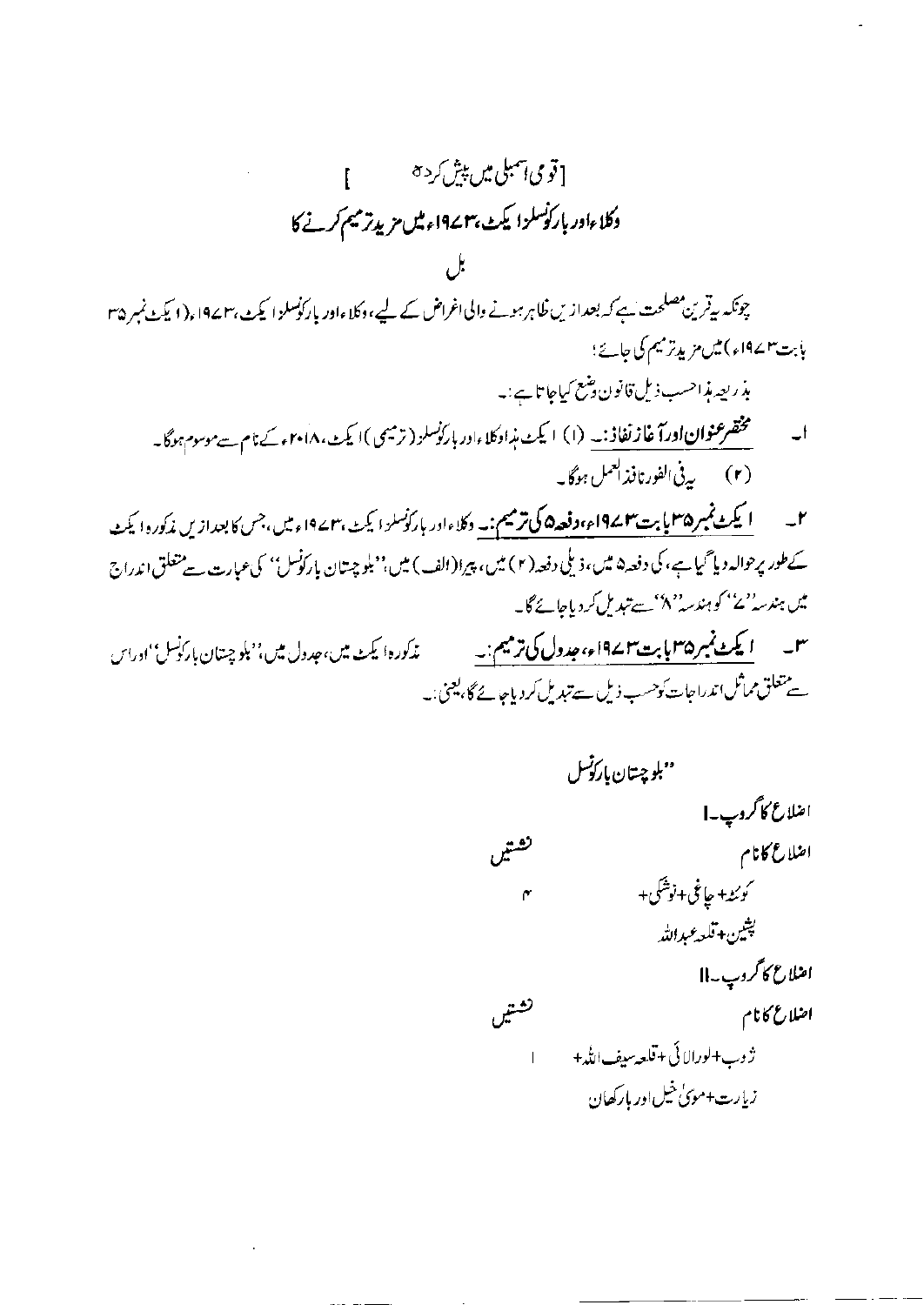[قومی اسمبلی میں پیش کردہ ]

## وکلاء اور بارکونسلز ایکٹ، ۱۹۷۳ء میں مزید ترمیم کرنے کا

## بل

چونکہ یہ قرین مصلحت ہے کہ بعد ازیں ظاہر ہونے والی اغراض کے لیے، وکلاء اور بارکونسلز ایکٹ، ۱۹۷۳ء، (ایکٹ نمبر ۳۵ بابت ۱۹۷۳ء) میں مزید ترمیم کی جائے؛

بذریعہ ہذا حسب ذیل قانون وضع کیا جاتا ہے:-

۱۔ **مختصر عنوان اور آغاز نفاذ:-** (۱) ایکٹ ہذا وکلاء اور بارکونسلز (ترمیمی) ایکٹ، ۲۰۱۸ء کے نام سے موسوم ہوگا۔

(۲) یہ فی الفور نافذ العمل ہوگا۔

۲۔ **ایکٹ نمبر ۳۵ بابت ۱۹۷۳ء، دفعہ ۵ کی ترمیم:-** وکلاء اور بارکونسلز ایکٹ، ۱۹۷۳ء میں، جس کا بعد ازیں مذکورہ ایکٹ کے طور پر حوالہ دیا گیا ہے، کی دفعہ ۵ میں، ذیلی دفعہ (۲) میں، پیرا (الف) میں، "بلوچستان بارکونسل" کی عبارت سے متعلق اندراج میں ہندسہ "۷" کو ہندسہ "۸" سے تبدیل کر دیا جائے گا۔

۳۔ **ایکٹ نمبر ۳۵ بابت ۱۹۷۳ء، جدول کی ترمیم:-** مذکورہ ایکٹ میں، جدول میں، "بلوچستان بارکونسل" اور اس سے متعلق مماثل اندراجات کو حسب ذیل سے تبدیل کر دیا جائے گا، یعنی:-

"بلوچستان بارکونسل

**اضلاع کا گروپ-I**

| اضلاع کا نام | نشستیں |
|---|---|
| کوئٹہ+ چاغی+ نوشکی+ پشین+ قلعہ عبداللہ | ۴ |

**اضلاع کا گروپ-II**

| اضلاع کا نام | نشستیں |
|---|---|
| ژوب+ لورالائی+ قلعہ سیف اللہ+ زیارت+ موسیٰ خیل اور بارکھان | ۱ |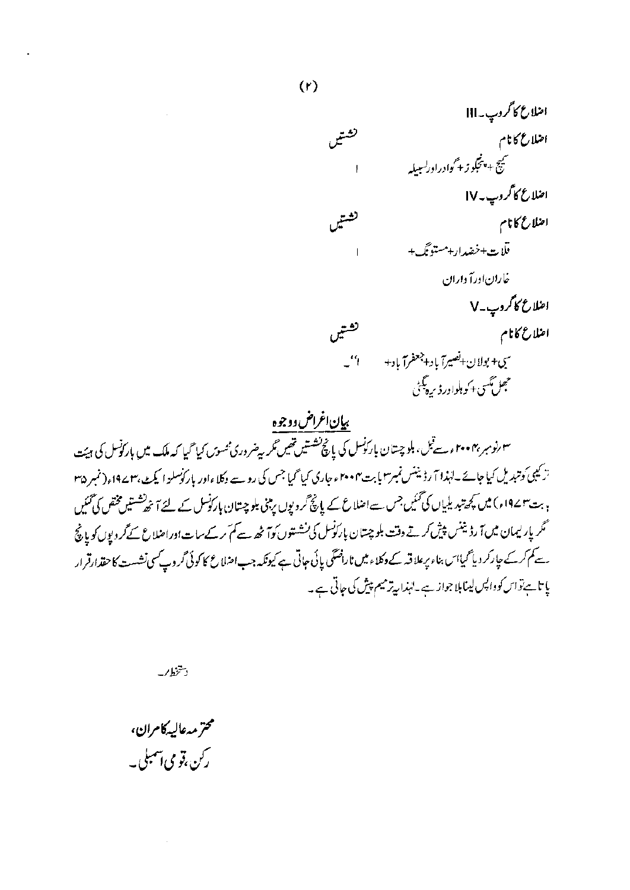اضلاع کا گروپ۔III

| اضلاع کا نام | نشستیں |
| --- | --- |
| کیچ+پنجگور+گوادر اور لسبیلہ | ۱ |

اضلاع کا گروپ۔IV

| اضلاع کا نام | نشستیں |
| --- | --- |
| قلات+خضدار+مستونگ+ خاران اور آواران | ۱ |

اضلاع کا گروپ۔V

| اضلاع کا نام | نشستیں |
| --- | --- |
| سبی+بولان+نصیرآباد+جعفرآباد+ جھل مگسی+کوہلو اور ڈیرہ بگٹی | ۱"۔ |

## بیان اغراض و وجوہ

۳ نومبر ۲۰۰۴ء سے قبل، بلوچستان بارکونسل کی پانچ نشستیں تھیں مگر یہ ضروری محسوس کیا گیا کہ ملک میں بارکونسل کی ہیئت ترکیبی کو تبدیل کیا جائے۔ لہٰذا آرڈیننس نمبر ۳ بابت ۲۰۰۴ء جاری کیا گیا جس کی رو سے وکلاء اور بارکونسلز ایکٹ، ۱۹۷۳ء (نمبر ۳۵ بابت ۱۹۷۳ء) میں کچھ تبدیلیاں کی گئیں جس سے اضلاع کے پانچ گروپوں پر مبنی بلوچستان بارکونسل کے لئے آٹھ نشستیں مختص کی گئیں مگر پارلیمان میں آرڈیننس پیش کرتے وقت بلوچستان بارکونسل کی نشستوں کو آٹھ سے کم کر کے سات اور اضلاع کے گروپوں کو پانچ سے کم کر کے چار کر دیا گیا اس بناء پر علاقہ کے وکلاء میں ناراضگی پائی جاتی ہے کیونکہ جب اضلاع کا کوئی گروپ کسی نشست کا حقدار قرار پاتا ہے تو اس کو واپس لینا بلا جواز ہے۔ لہٰذا یہ ترمیم پیش کی جاتی ہے۔

دستخط/۔

محترمہ عالیہ کامران،
رکن، قومی اسمبلی۔